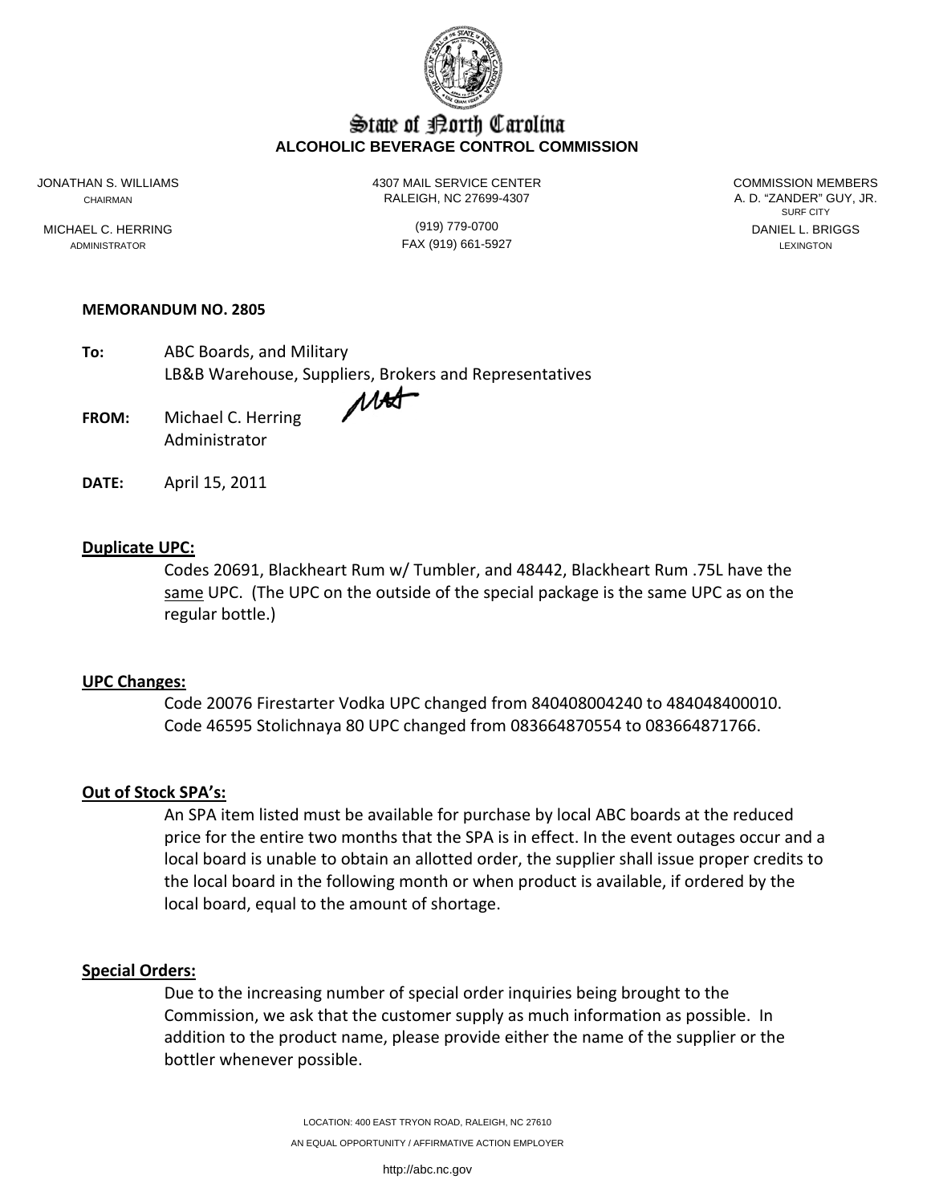# State of North Carolina
**ALCOHOLIC BEVERAGE CONTROL COMMISSION**

JONATHAN S. WILLIAMS
CHAIRMAN

MICHAEL C. HERRING
ADMINISTRATOR

4307 MAIL SERVICE CENTER
RALEIGH, NC 27699-4307

(919) 779-0700
FAX (919) 661-5927

COMMISSION MEMBERS
A. D. "ZANDER" GUY, JR.
SURF CITY
DANIEL L. BRIGGS
LEXINGTON

**MEMORANDUM NO. 2805**

**To:** ABC Boards, and Military
LB&B Warehouse, Suppliers, Brokers and Representatives

**FROM:** Michael C. Herring
Administrator

**DATE:** April 15, 2011

## Duplicate UPC:

Codes 20691, Blackheart Rum w/ Tumbler, and 48442, Blackheart Rum .75L have the same UPC. (The UPC on the outside of the special package is the same UPC as on the regular bottle.)

## UPC Changes:

Code 20076 Firestarter Vodka UPC changed from 840408004240 to 484048400010.
Code 46595 Stolichnaya 80 UPC changed from 083664870554 to 083664871766.

## Out of Stock SPA's:

An SPA item listed must be available for purchase by local ABC boards at the reduced price for the entire two months that the SPA is in effect. In the event outages occur and a local board is unable to obtain an allotted order, the supplier shall issue proper credits to the local board in the following month or when product is available, if ordered by the local board, equal to the amount of shortage.

## Special Orders:

Due to the increasing number of special order inquiries being brought to the Commission, we ask that the customer supply as much information as possible. In addition to the product name, please provide either the name of the supplier or the bottler whenever possible.

LOCATION: 400 EAST TRYON ROAD, RALEIGH, NC 27610
AN EQUAL OPPORTUNITY / AFFIRMATIVE ACTION EMPLOYER

http://abc.nc.gov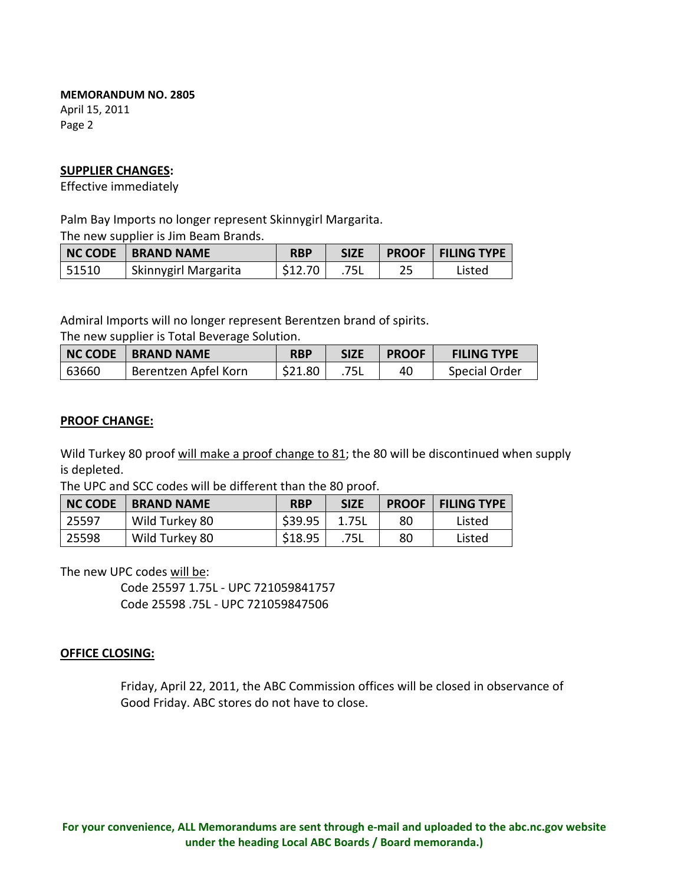**MEMORANDUM NO. 2805**
April 15, 2011
Page 2

**SUPPLIER CHANGES:**
Effective immediately

Palm Bay Imports no longer represent Skinnygirl Margarita.
The new supplier is Jim Beam Brands.

| NC CODE | BRAND NAME | RBP | SIZE | PROOF | FILING TYPE |
|---|---|---|---|---|---|
| 51510 | Skinnygirl Margarita | $12.70 | .75L | 25 | Listed |

Admiral Imports will no longer represent Berentzen brand of spirits.
The new supplier is Total Beverage Solution.

| NC CODE | BRAND NAME | RBP | SIZE | PROOF | FILING TYPE |
|---|---|---|---|---|---|
| 63660 | Berentzen Apfel Korn | $21.80 | .75L | 40 | Special Order |

**PROOF CHANGE:**

Wild Turkey 80 proof <u>will make a proof change to 81</u>; the 80 will be discontinued when supply is depleted.
The UPC and SCC codes will be different than the 80 proof.

| NC CODE | BRAND NAME | RBP | SIZE | PROOF | FILING TYPE |
|---|---|---|---|---|---|
| 25597 | Wild Turkey 80 | $39.95 | 1.75L | 80 | Listed |
| 25598 | Wild Turkey 80 | $18.95 | .75L | 80 | Listed |

The new UPC codes <u>will be</u>:

Code 25597 1.75L - UPC 721059841757
Code 25598 .75L - UPC 721059847506

**OFFICE CLOSING:**

Friday, April 22, 2011, the ABC Commission offices will be closed in observance of Good Friday. ABC stores do not have to close.

**For your convenience, ALL Memorandums are sent through e-mail and uploaded to the abc.nc.gov website under the heading Local ABC Boards / Board memoranda.)**